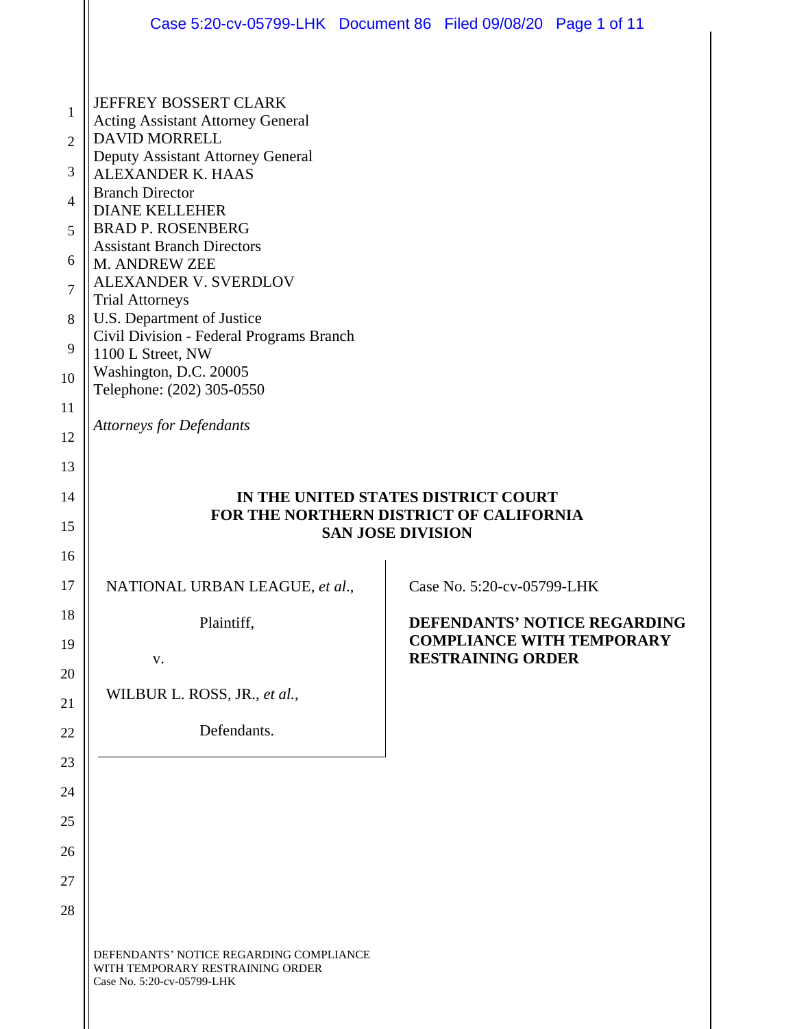JEFFREY BOSSERT CLARK
Acting Assistant Attorney General
DAVID MORRELL
Deputy Assistant Attorney General
ALEXANDER K. HAAS
Branch Director
DIANE KELLEHER
BRAD P. ROSENBERG
Assistant Branch Directors
M. ANDREW ZEE
ALEXANDER V. SVERDLOV
Trial Attorneys
U.S. Department of Justice
Civil Division - Federal Programs Branch
1100 L Street, NW
Washington, D.C. 20005
Telephone: (202) 305-0550

*Attorneys for Defendants*

**IN THE UNITED STATES DISTRICT COURT**
**FOR THE NORTHERN DISTRICT OF CALIFORNIA**
**SAN JOSE DIVISION**

NATIONAL URBAN LEAGUE, *et al.*,

Plaintiff,

v.

WILBUR L. ROSS, JR., *et al.*,

Defendants.

Case No. 5:20-cv-05799-LHK

**DEFENDANTS' NOTICE REGARDING COMPLIANCE WITH TEMPORARY RESTRAINING ORDER**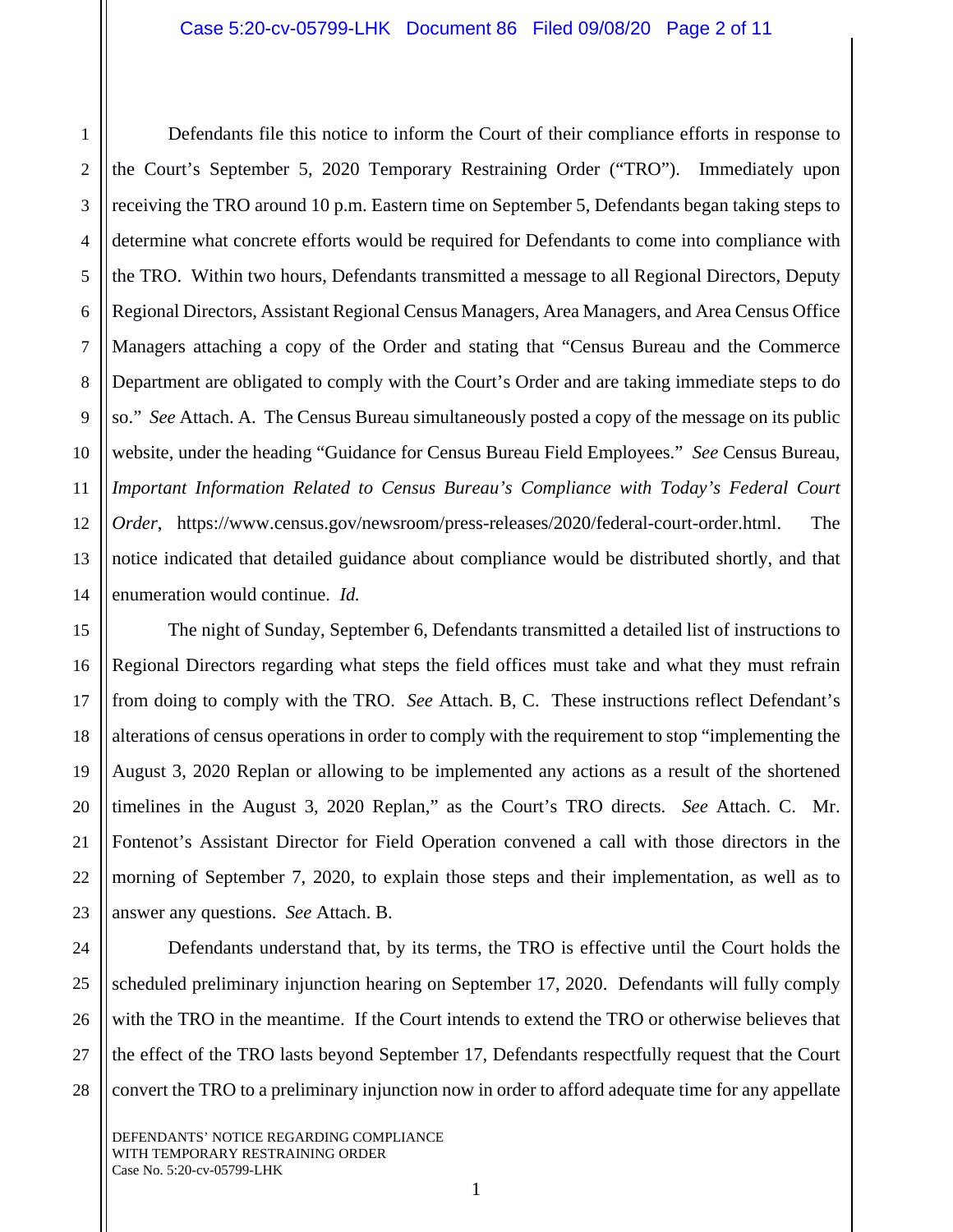Defendants file this notice to inform the Court of their compliance efforts in response to the Court's September 5, 2020 Temporary Restraining Order ("TRO"). Immediately upon receiving the TRO around 10 p.m. Eastern time on September 5, Defendants began taking steps to determine what concrete efforts would be required for Defendants to come into compliance with the TRO. Within two hours, Defendants transmitted a message to all Regional Directors, Deputy Regional Directors, Assistant Regional Census Managers, Area Managers, and Area Census Office Managers attaching a copy of the Order and stating that "Census Bureau and the Commerce Department are obligated to comply with the Court's Order and are taking immediate steps to do so." *See* Attach. A. The Census Bureau simultaneously posted a copy of the message on its public website, under the heading "Guidance for Census Bureau Field Employees." *See* Census Bureau, *Important Information Related to Census Bureau's Compliance with Today's Federal Court Order*, https://www.census.gov/newsroom/press-releases/2020/federal-court-order.html. The notice indicated that detailed guidance about compliance would be distributed shortly, and that enumeration would continue. *Id.*

The night of Sunday, September 6, Defendants transmitted a detailed list of instructions to Regional Directors regarding what steps the field offices must take and what they must refrain from doing to comply with the TRO. *See* Attach. B, C. These instructions reflect Defendant's alterations of census operations in order to comply with the requirement to stop "implementing the August 3, 2020 Replan or allowing to be implemented any actions as a result of the shortened timelines in the August 3, 2020 Replan," as the Court's TRO directs. *See* Attach. C. Mr. Fontenot's Assistant Director for Field Operation convened a call with those directors in the morning of September 7, 2020, to explain those steps and their implementation, as well as to answer any questions. *See* Attach. B.

Defendants understand that, by its terms, the TRO is effective until the Court holds the scheduled preliminary injunction hearing on September 17, 2020. Defendants will fully comply with the TRO in the meantime. If the Court intends to extend the TRO or otherwise believes that the effect of the TRO lasts beyond September 17, Defendants respectfully request that the Court convert the TRO to a preliminary injunction now in order to afford adequate time for any appellate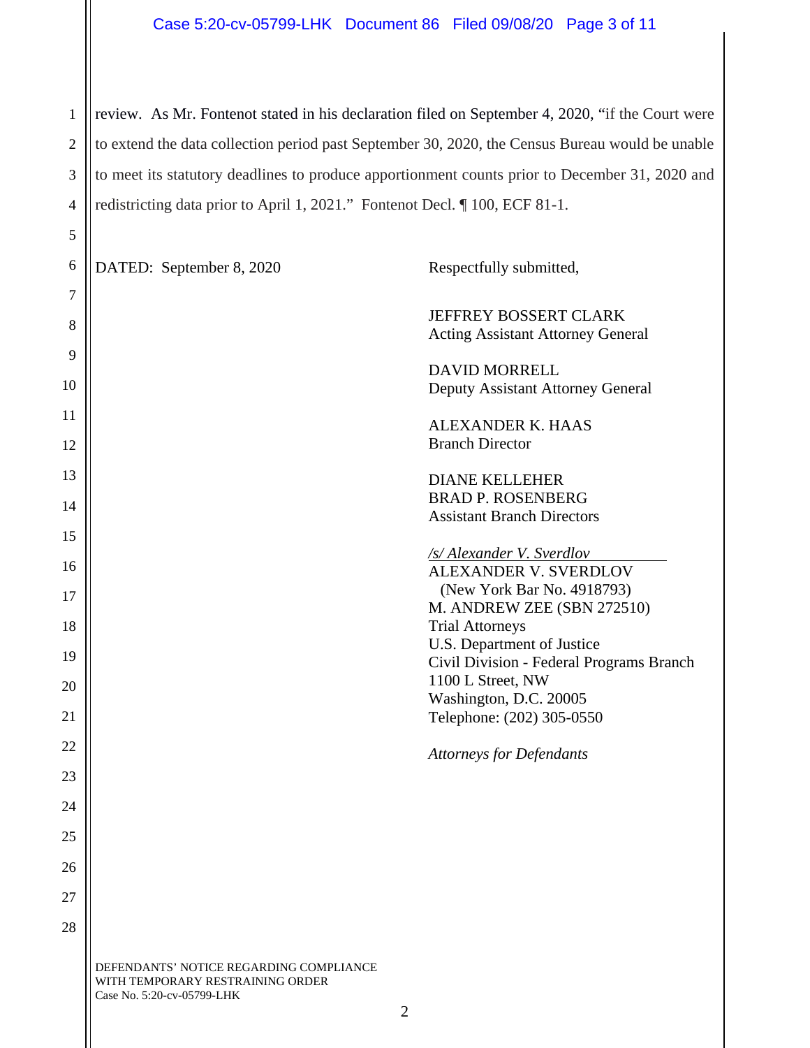review. As Mr. Fontenot stated in his declaration filed on September 4, 2020, "if the Court were to extend the data collection period past September 30, 2020, the Census Bureau would be unable to meet its statutory deadlines to produce apportionment counts prior to December 31, 2020 and redistricting data prior to April 1, 2021." Fontenot Decl. ¶ 100, ECF 81-1.

DATED: September 8, 2020

Respectfully submitted,

JEFFREY BOSSERT CLARK
Acting Assistant Attorney General

DAVID MORRELL
Deputy Assistant Attorney General

ALEXANDER K. HAAS
Branch Director

DIANE KELLEHER
BRAD P. ROSENBERG
Assistant Branch Directors

*/s/ Alexander V. Sverdlov*
ALEXANDER V. SVERDLOV
(New York Bar No. 4918793)
M. ANDREW ZEE (SBN 272510)
Trial Attorneys
U.S. Department of Justice
Civil Division - Federal Programs Branch
1100 L Street, NW
Washington, D.C. 20005
Telephone: (202) 305-0550

*Attorneys for Defendants*

DEFENDANTS' NOTICE REGARDING COMPLIANCE WITH TEMPORARY RESTRAINING ORDER
Case No. 5:20-cv-05799-LHK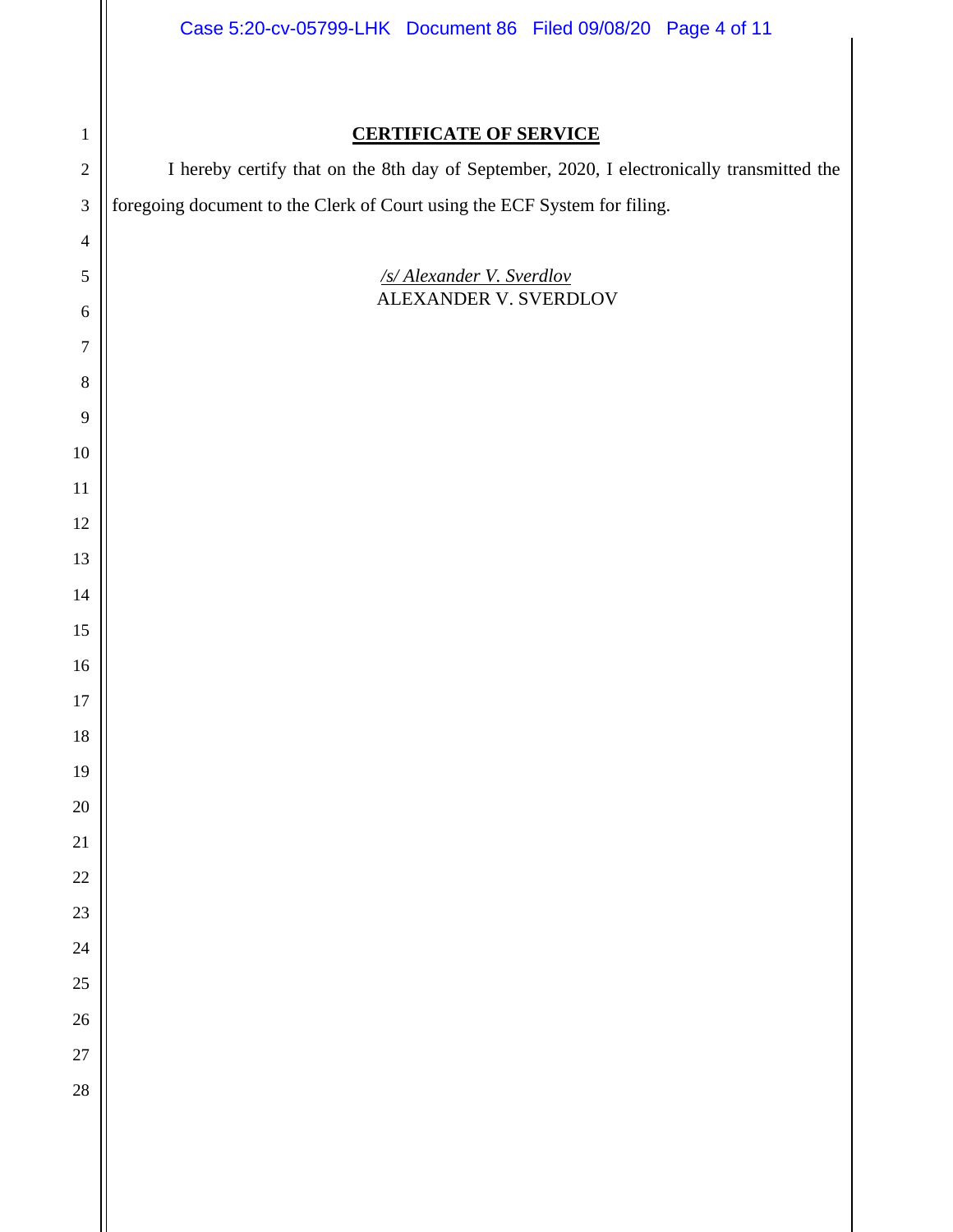**CERTIFICATE OF SERVICE**

I hereby certify that on the 8th day of September, 2020, I electronically transmitted the foregoing document to the Clerk of Court using the ECF System for filing.

*/s/ Alexander V. Sverdlov*
ALEXANDER V. SVERDLOV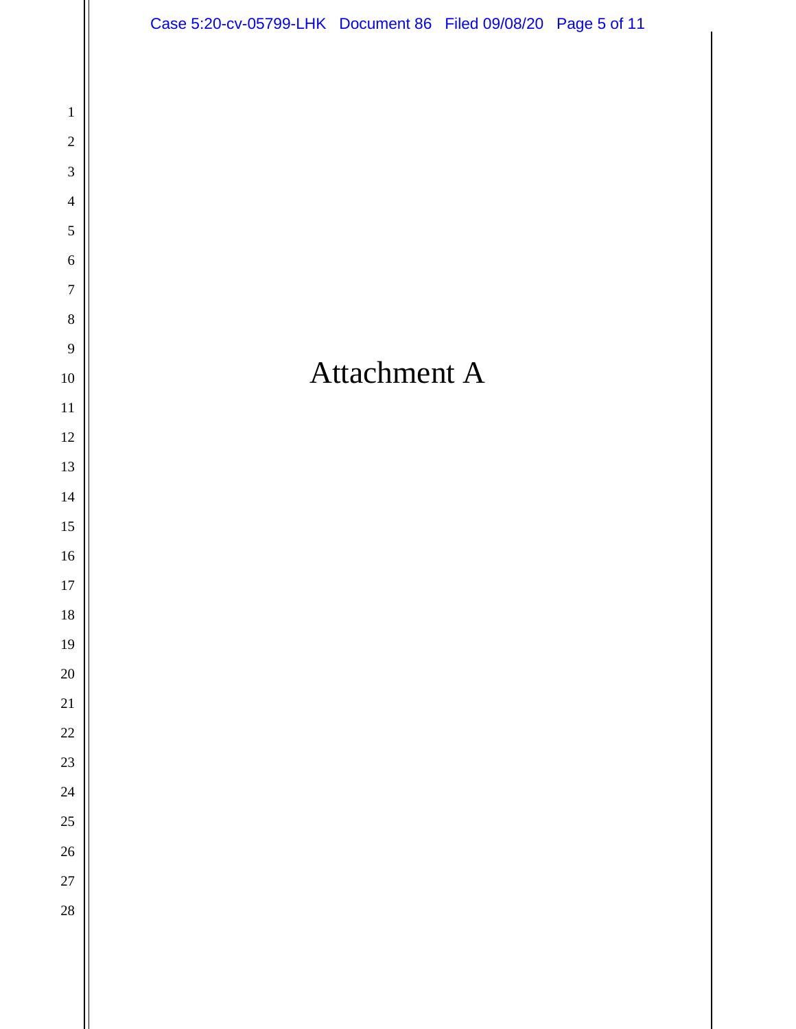# Attachment A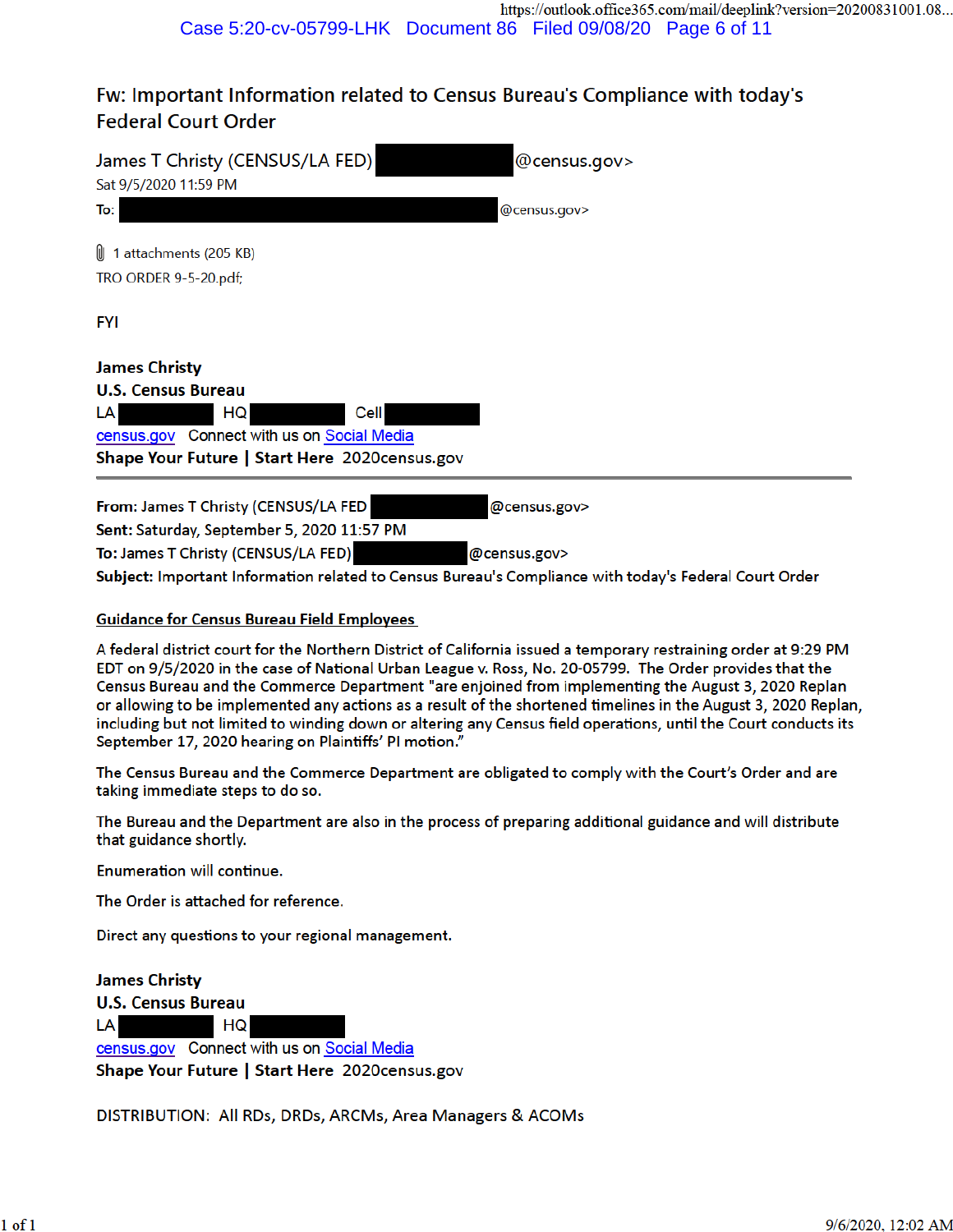# Fw: Important Information related to Census Bureau's Compliance with today's Federal Court Order

James T Christy (CENSUS/LA FED) [redacted]@census.gov>
Sat 9/5/2020 11:59 PM

To: [redacted]@census.gov>

1 attachments (205 KB)

TRO ORDER 9-5-20.pdf;

FYI

**James Christy**
**U.S. Census Bureau**
LA [redacted] HQ [redacted] Cell [redacted]
census.gov Connect with us on Social Media
**Shape Your Future | Start Here** 2020census.gov

---

**From:** James T Christy (CENSUS/LA FED [redacted]@census.gov>
**Sent:** Saturday, September 5, 2020 11:57 PM
**To:** James T Christy (CENSUS/LA FED) [redacted]@census.gov>
**Subject:** Important Information related to Census Bureau's Compliance with today's Federal Court Order

**Guidance for Census Bureau Field Employees**

A federal district court for the Northern District of California issued a temporary restraining order at 9:29 PM EDT on 9/5/2020 in the case of National Urban League v. Ross, No. 20-05799. The Order provides that the Census Bureau and the Commerce Department "are enjoined from implementing the August 3, 2020 Replan or allowing to be implemented any actions as a result of the shortened timelines in the August 3, 2020 Replan, including but not limited to winding down or altering any Census field operations, until the Court conducts its September 17, 2020 hearing on Plaintiffs' PI motion."

The Census Bureau and the Commerce Department are obligated to comply with the Court's Order and are taking immediate steps to do so.

The Bureau and the Department are also in the process of preparing additional guidance and will distribute that guidance shortly.

Enumeration will continue.

The Order is attached for reference.

Direct any questions to your regional management.

**James Christy**
**U.S. Census Bureau**
LA [redacted] HQ [redacted]
census.gov Connect with us on Social Media
**Shape Your Future | Start Here** 2020census.gov

DISTRIBUTION: All RDs, DRDs, ARCMs, Area Managers & ACOMs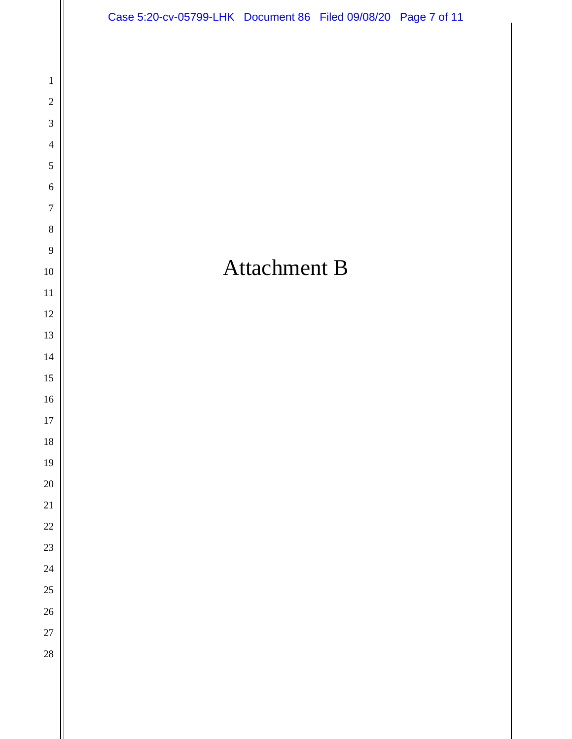# Attachment B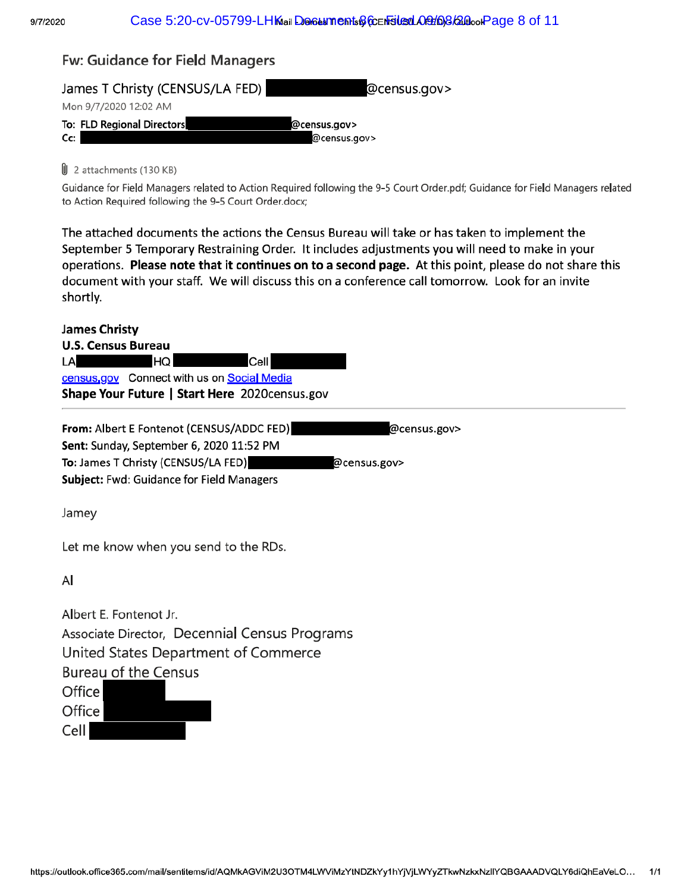# Fw: Guidance for Field Managers

James T Christy (CENSUS/LA FED) @census.gov>

Mon 9/7/2020 12:02 AM

**To:** FLD Regional Directors @census.gov>

**Cc:** @census.gov>

2 attachments (130 KB)

Guidance for Field Managers related to Action Required following the 9-5 Court Order.pdf; Guidance for Field Managers related to Action Required following the 9-5 Court Order.docx;

The attached documents the actions the Census Bureau will take or has taken to implement the September 5 Temporary Restraining Order. It includes adjustments you will need to make in your operations. **Please note that it continues on to a second page.** At this point, please do not share this document with your staff. We will discuss this on a conference call tomorrow. Look for an invite shortly.

**James Christy**
**U.S. Census Bureau**
LA HQ Cell
census.gov Connect with us on Social Media
**Shape Your Future | Start Here** 2020census.gov

---

**From:** Albert E Fontenot (CENSUS/ADDC FED) @census.gov>
**Sent:** Sunday, September 6, 2020 11:52 PM
**To:** James T Christy (CENSUS/LA FED) @census.gov>
**Subject:** Fwd: Guidance for Field Managers

Jamey

Let me know when you send to the RDs.

Al

Albert E. Fontenot Jr.
Associate Director, Decennial Census Programs
United States Department of Commerce
Bureau of the Census
Office
Office
Cell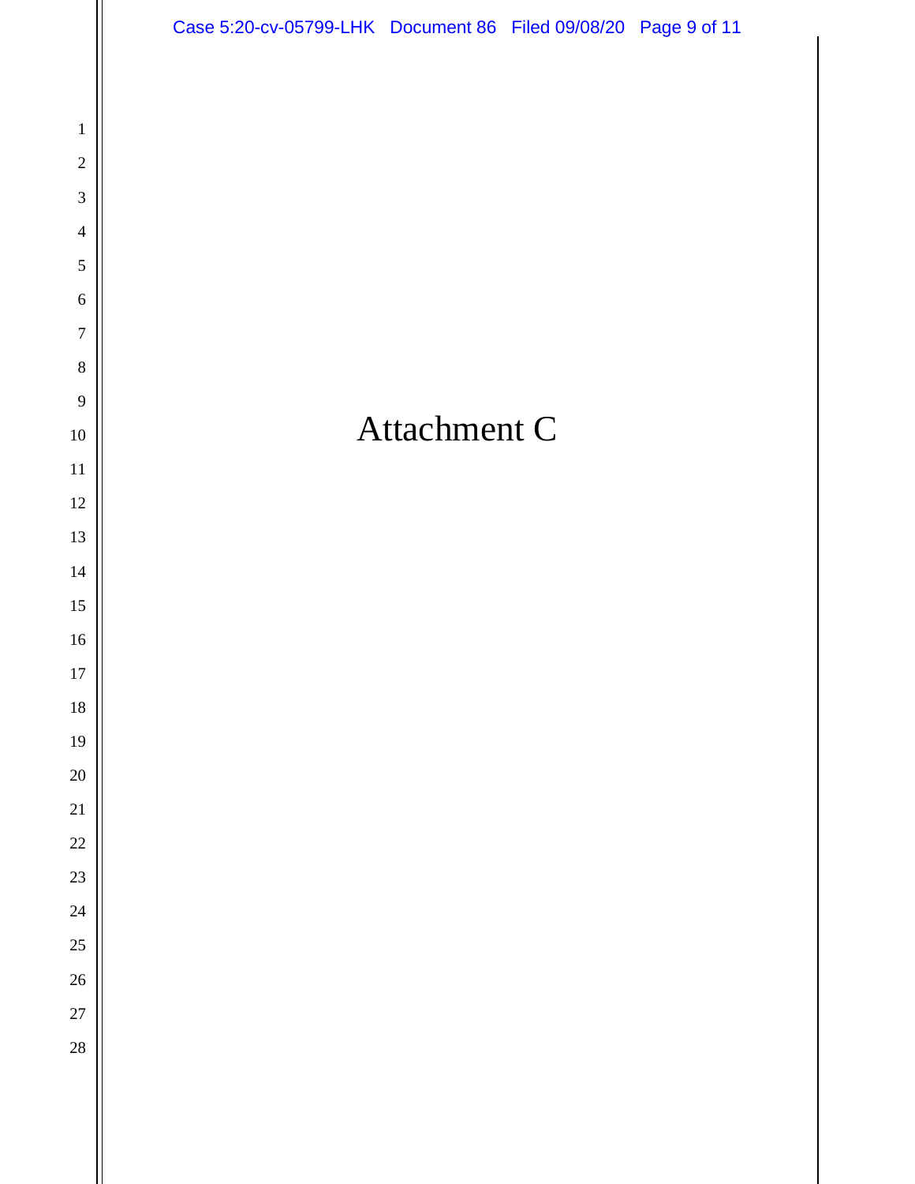# Attachment C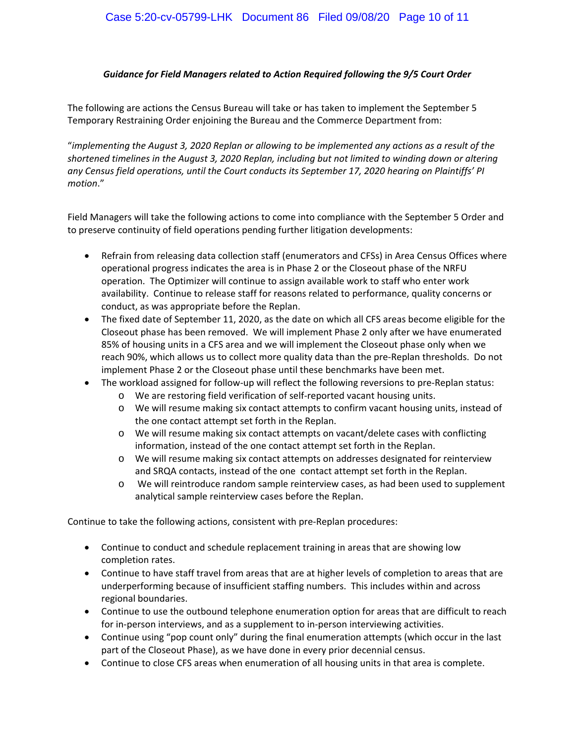***Guidance for Field Managers related to Action Required following the 9/5 Court Order***

The following are actions the Census Bureau will take or has taken to implement the September 5 Temporary Restraining Order enjoining the Bureau and the Commerce Department from:

"*implementing the August 3, 2020 Replan or allowing to be implemented any actions as a result of the shortened timelines in the August 3, 2020 Replan, including but not limited to winding down or altering any Census field operations, until the Court conducts its September 17, 2020 hearing on Plaintiffs' PI motion*."

Field Managers will take the following actions to come into compliance with the September 5 Order and to preserve continuity of field operations pending further litigation developments:

- Refrain from releasing data collection staff (enumerators and CFSs) in Area Census Offices where operational progress indicates the area is in Phase 2 or the Closeout phase of the NRFU operation. The Optimizer will continue to assign available work to staff who enter work availability. Continue to release staff for reasons related to performance, quality concerns or conduct, as was appropriate before the Replan.
- The fixed date of September 11, 2020, as the date on which all CFS areas become eligible for the Closeout phase has been removed. We will implement Phase 2 only after we have enumerated 85% of housing units in a CFS area and we will implement the Closeout phase only when we reach 90%, which allows us to collect more quality data than the pre-Replan thresholds. Do not implement Phase 2 or the Closeout phase until these benchmarks have been met.
- The workload assigned for follow-up will reflect the following reversions to pre-Replan status:
  - We are restoring field verification of self-reported vacant housing units.
  - We will resume making six contact attempts to confirm vacant housing units, instead of the one contact attempt set forth in the Replan.
  - We will resume making six contact attempts on vacant/delete cases with conflicting information, instead of the one contact attempt set forth in the Replan.
  - We will resume making six contact attempts on addresses designated for reinterview and SRQA contacts, instead of the one contact attempt set forth in the Replan.
  - We will reintroduce random sample reinterview cases, as had been used to supplement analytical sample reinterview cases before the Replan.

Continue to take the following actions, consistent with pre-Replan procedures:

- Continue to conduct and schedule replacement training in areas that are showing low completion rates.
- Continue to have staff travel from areas that are at higher levels of completion to areas that are underperforming because of insufficient staffing numbers. This includes within and across regional boundaries.
- Continue to use the outbound telephone enumeration option for areas that are difficult to reach for in-person interviews, and as a supplement to in-person interviewing activities.
- Continue using "pop count only" during the final enumeration attempts (which occur in the last part of the Closeout Phase), as we have done in every prior decennial census.
- Continue to close CFS areas when enumeration of all housing units in that area is complete.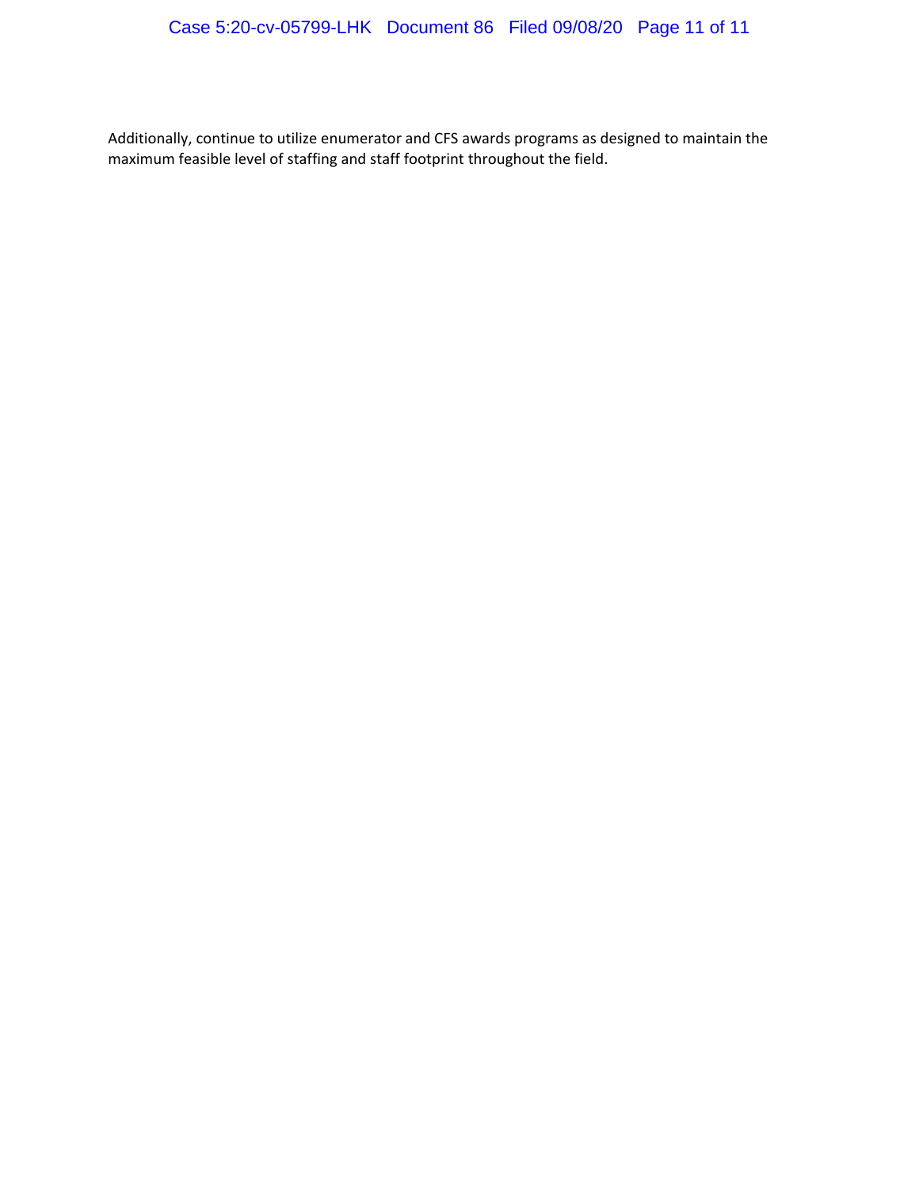Additionally, continue to utilize enumerator and CFS awards programs as designed to maintain the maximum feasible level of staffing and staff footprint throughout the field.